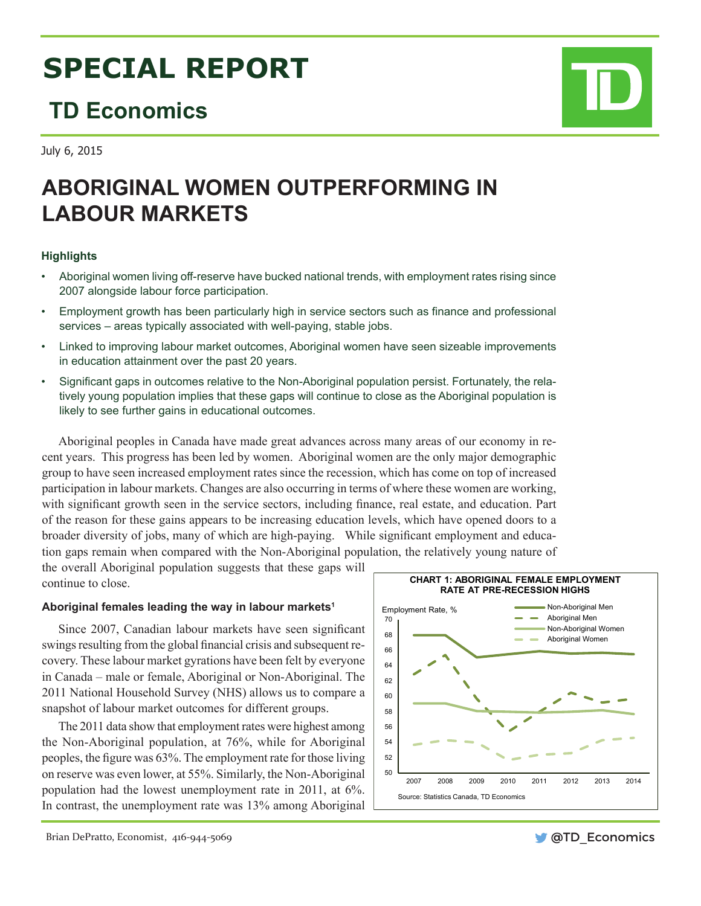# SPECIAL REPORT

## TD Economics

July 6, 2015

# ABORIGINAL WOMEN OUTPERFORMING IN LABOUR MARKETS

### Highlights

- Aboriginal women living off-reserve have bucked national trends, with employment rates rising since 2007 alongside labour force participation.
- Employment growth has been particularly high in service sectors such as finance and professional services – areas typically associated with well-paying, stable jobs.
- Linked to improving labour market outcomes, Aboriginal women have seen sizeable improvements in education attainment over the past 20 years.
- Significant gaps in outcomes relative to the Non-Aboriginal population persist. Fortunately, the relatively young population implies that these gaps will continue to close as the Aboriginal population is likely to see further gains in educational outcomes.

Aboriginal peoples in Canada have made great advances across many areas of our economy in recent years. This progress has been led by women. Aboriginal women are the only major demographic group to have seen increased employment rates since the recession, which has come on top of increased participation in labour markets. Changes are also occurring in terms of where these women are working, with significant growth seen in the service sectors, including finance, real estate, and education. Part of the reason for these gains appears to be increasing education levels, which have opened doors to a broader diversity of jobs, many of which are high-paying. While significant employment and education gaps remain when compared with the Non-Aboriginal population, the relatively young nature of the overall Aboriginal population suggests that these gaps will continue to close.

### Aboriginal females leading the way in labour markets[1]

Since 2007, Canadian labour markets have seen significant swings resulting from the global financial crisis and subsequent recovery. These labour market gyrations have been felt by everyone in Canada – male or female, Aboriginal or Non-Aboriginal. The 2011 National Household Survey (NHS) allows us to compare a snapshot of labour market outcomes for different groups.

The 2011 data show that employment rates were highest among the Non-Aboriginal population, at 76%, while for Aboriginal peoples, the figure was 63%. The employment rate for those living on reserve was even lower, at 55%. Similarly, the Non-Aboriginal population had the lowest unemployment rate in 2011, at 6%. In contrast, the unemployment rate was 13% among Aboriginal

**CHART 1: ABORIGINAL FEMALE EMPLOYMENT RATE AT PRE-RECESSION HIGHS**

Employment Rate, % — Non-Aboriginal Men; Aboriginal Men; Non-Aboriginal Women; Aboriginal Women (2007–2014)

Source: Statistics Canada, TD Economics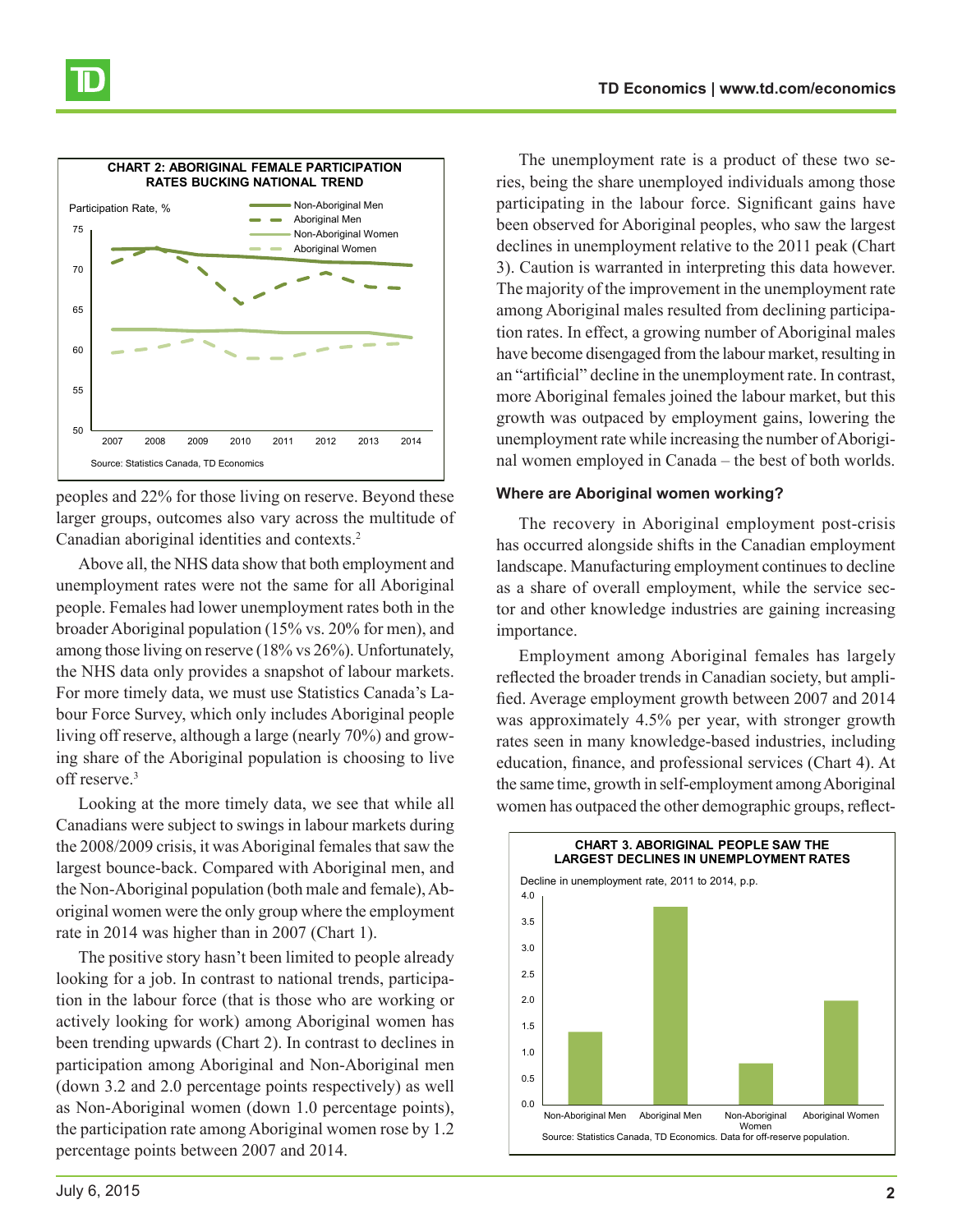**CHART 2: ABORIGINAL FEMALE PARTICIPATION RATES BUCKING NATIONAL TREND**

Source: Statistics Canada, TD Economics

peoples and 22% for those living on reserve. Beyond these larger groups, outcomes also vary across the multitude of Canadian aboriginal identities and contexts.[2]

Above all, the NHS data show that both employment and unemployment rates were not the same for all Aboriginal people. Females had lower unemployment rates both in the broader Aboriginal population (15% vs. 20% for men), and among those living on reserve (18% vs 26%). Unfortunately, the NHS data only provides a snapshot of labour markets. For more timely data, we must use Statistics Canada's Labour Force Survey, which only includes Aboriginal people living off reserve, although a large (nearly 70%) and growing share of the Aboriginal population is choosing to live off reserve.[3]

Looking at the more timely data, we see that while all Canadians were subject to swings in labour markets during the 2008/2009 crisis, it was Aboriginal females that saw the largest bounce-back. Compared with Aboriginal men, and the Non-Aboriginal population (both male and female), Aboriginal women were the only group where the employment rate in 2014 was higher than in 2007 (Chart 1).

The positive story hasn't been limited to people already looking for a job. In contrast to national trends, participation in the labour force (that is those who are working or actively looking for work) among Aboriginal women has been trending upwards (Chart 2). In contrast to declines in participation among Aboriginal and Non-Aboriginal men (down 3.2 and 2.0 percentage points respectively) as well as Non-Aboriginal women (down 1.0 percentage points), the participation rate among Aboriginal women rose by 1.2 percentage points between 2007 and 2014.

The unemployment rate is a product of these two series, being the share unemployed individuals among those participating in the labour force. Significant gains have been observed for Aboriginal peoples, who saw the largest declines in unemployment relative to the 2011 peak (Chart 3). Caution is warranted in interpreting this data however. The majority of the improvement in the unemployment rate among Aboriginal males resulted from declining participation rates. In effect, a growing number of Aboriginal males have become disengaged from the labour market, resulting in an "artificial" decline in the unemployment rate. In contrast, more Aboriginal females joined the labour market, but this growth was outpaced by employment gains, lowering the unemployment rate while increasing the number of Aboriginal women employed in Canada – the best of both worlds.

### Where are Aboriginal women working?

The recovery in Aboriginal employment post-crisis has occurred alongside shifts in the Canadian employment landscape. Manufacturing employment continues to decline as a share of overall employment, while the service sector and other knowledge industries are gaining increasing importance.

Employment among Aboriginal females has largely reflected the broader trends in Canadian society, but amplified. Average employment growth between 2007 and 2014 was approximately 4.5% per year, with stronger growth rates seen in many knowledge-based industries, including education, finance, and professional services (Chart 4). At the same time, growth in self-employment among Aboriginal women has outpaced the other demographic groups, reflect-

**CHART 3. ABORIGINAL PEOPLE SAW THE LARGEST DECLINES IN UNEMPLOYMENT RATES**

Source: Statistics Canada, TD Economics. Data for off-reserve population.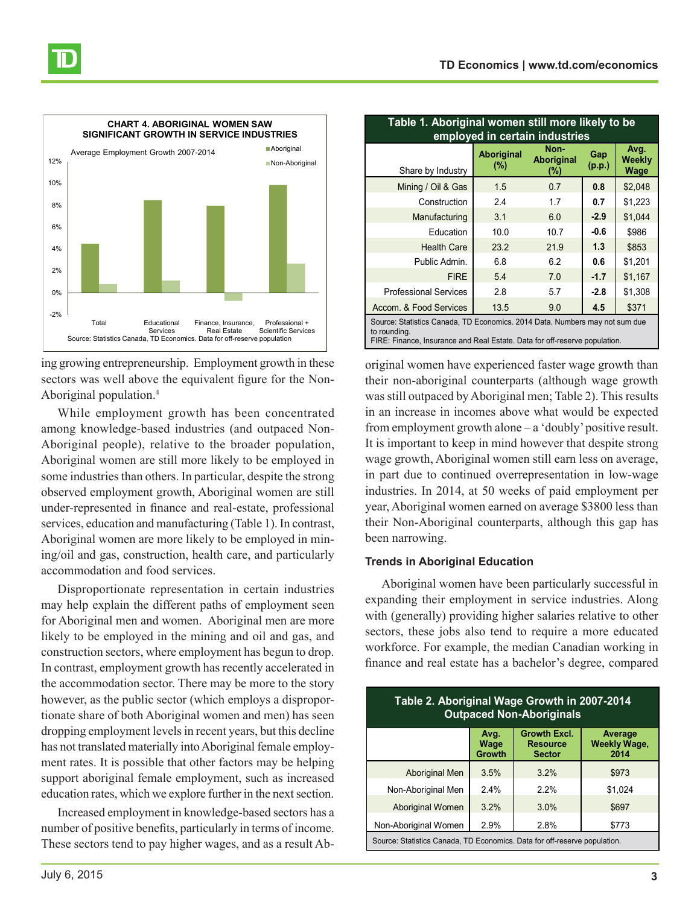**CHART 4. ABORIGINAL WOMEN SAW SIGNIFICANT GROWTH IN SERVICE INDUSTRIES**

Average Employment Growth 2007-2014

Source: Statistics Canada, TD Economics. Data for off-reserve population

ing growing entrepreneurship. Employment growth in these sectors was well above the equivalent figure for the Non-Aboriginal population.[4]

While employment growth has been concentrated among knowledge-based industries (and outpaced Non-Aboriginal people), relative to the broader population, Aboriginal women are still more likely to be employed in some industries than others. In particular, despite the strong observed employment growth, Aboriginal women are still under-represented in finance and real-estate, professional services, education and manufacturing (Table 1). In contrast, Aboriginal women are more likely to be employed in mining/oil and gas, construction, health care, and particularly accommodation and food services.

Disproportionate representation in certain industries may help explain the different paths of employment seen for Aboriginal men and women. Aboriginal men are more likely to be employed in the mining and oil and gas, and construction sectors, where employment has begun to drop. In contrast, employment growth has recently accelerated in the accommodation sector. There may be more to the story however, as the public sector (which employs a disproportionate share of both Aboriginal women and men) has seen dropping employment levels in recent years, but this decline has not translated materially into Aboriginal female employment rates. It is possible that other factors may be helping support aboriginal female employment, such as increased education rates, which we explore further in the next section.

Increased employment in knowledge-based sectors has a number of positive benefits, particularly in terms of income. These sectors tend to pay higher wages, and as a result Aboriginal women have experienced faster wage growth than their non-aboriginal counterparts (although wage growth was still outpaced by Aboriginal men; Table 2). This results in an increase in incomes above what would be expected from employment growth alone – a 'doubly' positive result. It is important to keep in mind however that despite strong wage growth, Aboriginal women still earn less on average, in part due to continued overrepresentation in low-wage industries. In 2014, at 50 weeks of paid employment per year, Aboriginal women earned on average $3800 less than their Non-Aboriginal counterparts, although this gap has been narrowing.

**Table 1. Aboriginal women still more likely to be employed in certain industries**

| Share by Industry | Aboriginal (%) | Non-Aboriginal (%) | Gap (p.p.) | Avg. Weekly Wage |
|---|---|---|---|---|
| Mining / Oil & Gas | 1.5 | 0.7 | **0.8** | $2,048 |
| Construction | 2.4 | 1.7 | **0.7** | $1,223 |
| Manufacturing | 3.1 | 6.0 | **-2.9** | $1,044 |
| Education | 10.0 | 10.7 | **-0.6** | $986 |
| Health Care | 23.2 | 21.9 | **1.3** | $853 |
| Public Admin. | 6.8 | 6.2 | **0.6** | $1,201 |
| FIRE | 5.4 | 7.0 | **-1.7** | $1,167 |
| Professional Services | 2.8 | 5.7 | **-2.8** | $1,308 |
| Accom. & Food Services | 13.5 | 9.0 | **4.5** | $371 |

Source: Statistics Canada, TD Economics. 2014 Data. Numbers may not sum due to rounding.
FIRE: Finance, Insurance and Real Estate. Data for off-reserve population.

### Trends in Aboriginal Education

Aboriginal women have been particularly successful in expanding their employment in service industries. Along with (generally) providing higher salaries relative to other sectors, these jobs also tend to require a more educated workforce. For example, the median Canadian working in finance and real estate has a bachelor's degree, compared

**Table 2. Aboriginal Wage Growth in 2007-2014 Outpaced Non-Aboriginals**

| | Avg. Wage Growth | Growth Excl. Resource Sector | Average Weekly Wage, 2014 |
|---|---|---|---|
| Aboriginal Men | 3.5% | 3.2% | $973 |
| Non-Aboriginal Men | 2.4% | 2.2% | $1,024 |
| Aboriginal Women | 3.2% | 3.0% | $697 |
| Non-Aboriginal Women | 2.9% | 2.8% | $773 |

Source: Statistics Canada, TD Economics. Data for off-reserve population.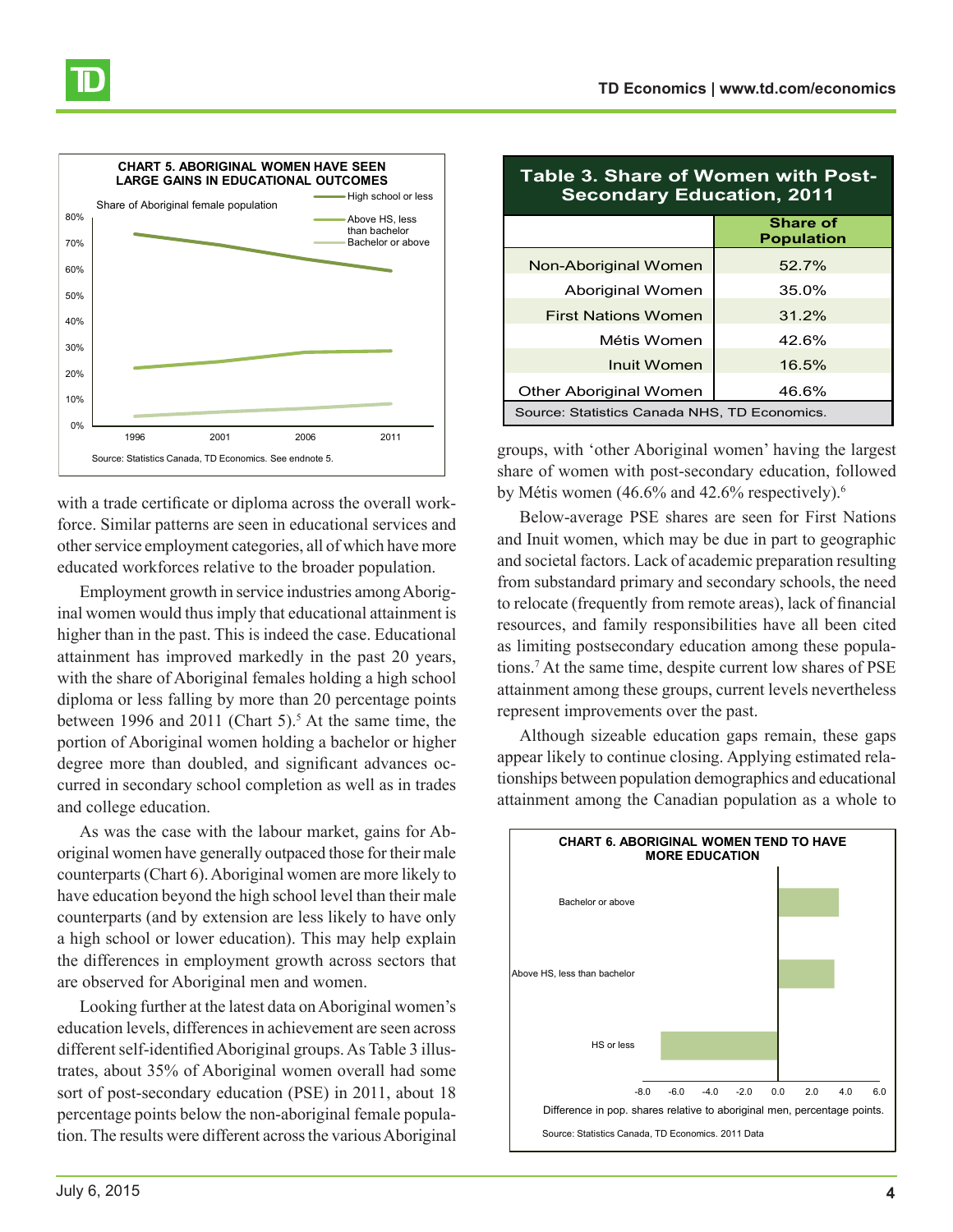**CHART 5. ABORIGINAL WOMEN HAVE SEEN LARGE GAINS IN EDUCATIONAL OUTCOMES**

Share of Aboriginal female population

Source: Statistics Canada, TD Economics. See endnote 5.

with a trade certificate or diploma across the overall workforce. Similar patterns are seen in educational services and other service employment categories, all of which have more educated workforces relative to the broader population.

Employment growth in service industries among Aboriginal women would thus imply that educational attainment is higher than in the past. This is indeed the case. Educational attainment has improved markedly in the past 20 years, with the share of Aboriginal females holding a high school diploma or less falling by more than 20 percentage points between 1996 and 2011 (Chart 5).[5] At the same time, the portion of Aboriginal women holding a bachelor or higher degree more than doubled, and significant advances occurred in secondary school completion as well as in trades and college education.

As was the case with the labour market, gains for Aboriginal women have generally outpaced those for their male counterparts (Chart 6). Aboriginal women are more likely to have education beyond the high school level than their male counterparts (and by extension are less likely to have only a high school or lower education). This may help explain the differences in employment growth across sectors that are observed for Aboriginal men and women.

Looking further at the latest data on Aboriginal women's education levels, differences in achievement are seen across different self-identified Aboriginal groups. As Table 3 illustrates, about 35% of Aboriginal women overall had some sort of post-secondary education (PSE) in 2011, about 18 percentage points below the non-aboriginal female population. The results were different across the various Aboriginal groups, with 'other Aboriginal women' having the largest share of women with post-secondary education, followed by Métis women (46.6% and 42.6% respectively).[6]

**Table 3. Share of Women with Post-Secondary Education, 2011**

| | Share of Population |
|---|---|
| Non-Aboriginal Women | 52.7% |
| Aboriginal Women | 35.0% |
| First Nations Women | 31.2% |
| Métis Women | 42.6% |
| Inuit Women | 16.5% |
| Other Aboriginal Women | 46.6% |

Source: Statistics Canada NHS, TD Economics.

Below-average PSE shares are seen for First Nations and Inuit women, which may be due in part to geographic and societal factors. Lack of academic preparation resulting from substandard primary and secondary schools, the need to relocate (frequently from remote areas), lack of financial resources, and family responsibilities have all been cited as limiting postsecondary education among these populations.[7] At the same time, despite current low shares of PSE attainment among these groups, current levels nevertheless represent improvements over the past.

Although sizeable education gaps remain, these gaps appear likely to continue closing. Applying estimated relationships between population demographics and educational attainment among the Canadian population as a whole to

**CHART 6. ABORIGINAL WOMEN TEND TO HAVE MORE EDUCATION**

Difference in pop. shares relative to aboriginal men, percentage points.

Source: Statistics Canada, TD Economics. 2011 Data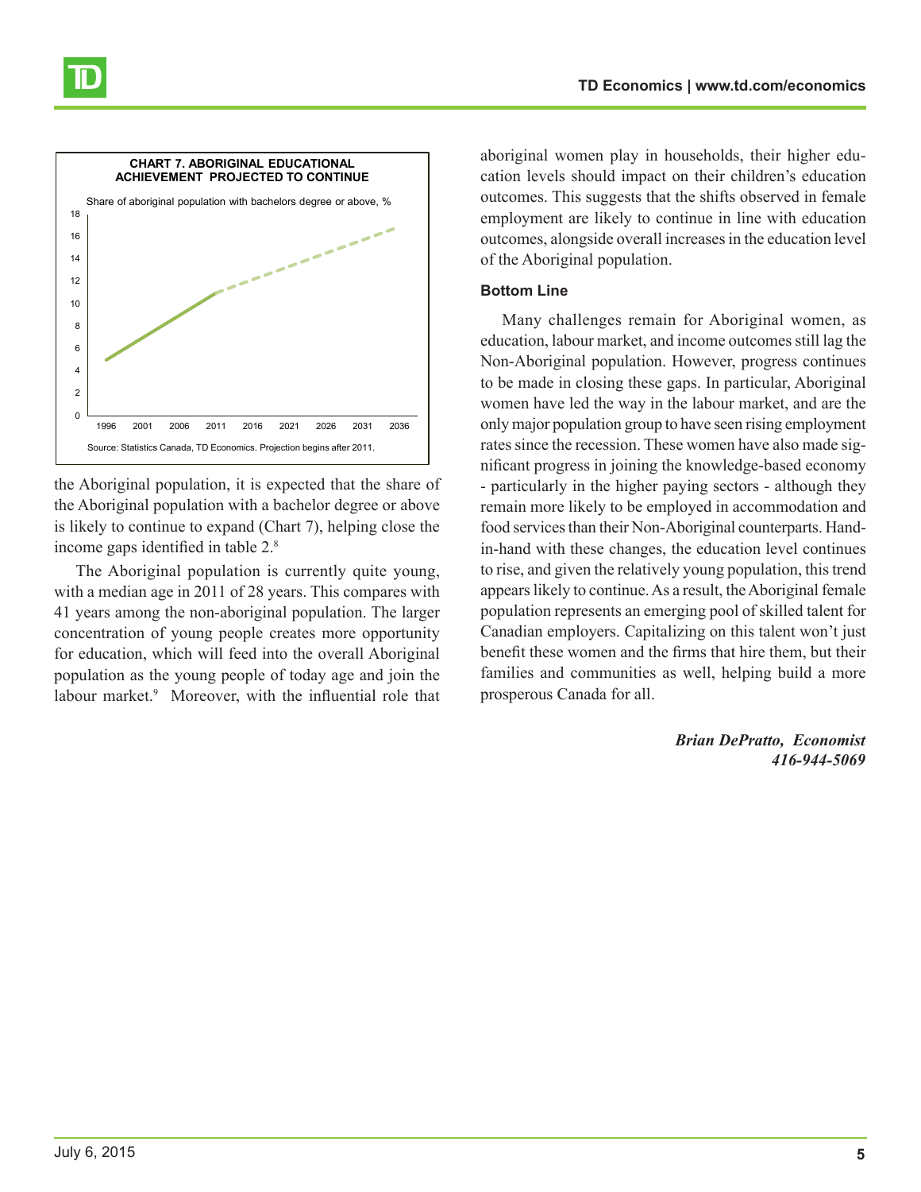**CHART 7. ABORIGINAL EDUCATIONAL ACHIEVEMENT PROJECTED TO CONTINUE**

Share of aboriginal population with bachelors degree or above, %

Source: Statistics Canada, TD Economics. Projection begins after 2011.

the Aboriginal population, it is expected that the share of the Aboriginal population with a bachelor degree or above is likely to continue to expand (Chart 7), helping close the income gaps identified in table 2.[8]

The Aboriginal population is currently quite young, with a median age in 2011 of 28 years. This compares with 41 years among the non-aboriginal population. The larger concentration of young people creates more opportunity for education, which will feed into the overall Aboriginal population as the young people of today age and join the labour market.[9] Moreover, with the influential role that aboriginal women play in households, their higher education levels should impact on their children's education outcomes. This suggests that the shifts observed in female employment are likely to continue in line with education outcomes, alongside overall increases in the education level of the Aboriginal population.

### Bottom Line

Many challenges remain for Aboriginal women, as education, labour market, and income outcomes still lag the Non-Aboriginal population. However, progress continues to be made in closing these gaps. In particular, Aboriginal women have led the way in the labour market, and are the only major population group to have seen rising employment rates since the recession. These women have also made significant progress in joining the knowledge-based economy - particularly in the higher paying sectors - although they remain more likely to be employed in accommodation and food services than their Non-Aboriginal counterparts. Hand-in-hand with these changes, the education level continues to rise, and given the relatively young population, this trend appears likely to continue. As a result, the Aboriginal female population represents an emerging pool of skilled talent for Canadian employers. Capitalizing on this talent won't just benefit these women and the firms that hire them, but their families and communities as well, helping build a more prosperous Canada for all.

***Brian DePratto, Economist***
***416-944-5069***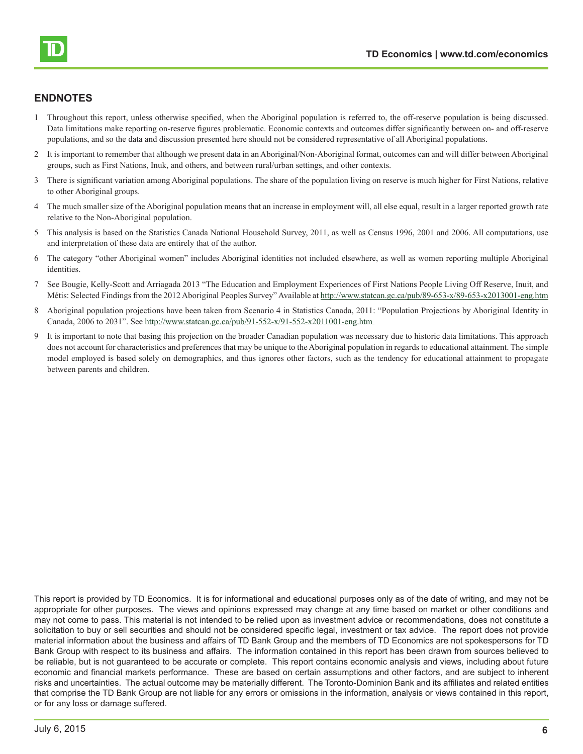## ENDNOTES

1. Throughout this report, unless otherwise specified, when the Aboriginal population is referred to, the off-reserve population is being discussed. Data limitations make reporting on-reserve figures problematic. Economic contexts and outcomes differ significantly between on- and off-reserve populations, and so the data and discussion presented here should not be considered representative of all Aboriginal populations.
2. It is important to remember that although we present data in an Aboriginal/Non-Aboriginal format, outcomes can and will differ between Aboriginal groups, such as First Nations, Inuk, and others, and between rural/urban settings, and other contexts.
3. There is significant variation among Aboriginal populations. The share of the population living on reserve is much higher for First Nations, relative to other Aboriginal groups.
4. The much smaller size of the Aboriginal population means that an increase in employment will, all else equal, result in a larger reported growth rate relative to the Non-Aboriginal population.
5. This analysis is based on the Statistics Canada National Household Survey, 2011, as well as Census 1996, 2001 and 2006. All computations, use and interpretation of these data are entirely that of the author.
6. The category "other Aboriginal women" includes Aboriginal identities not included elsewhere, as well as women reporting multiple Aboriginal identities.
7. See Bougie, Kelly-Scott and Arriagada 2013 "The Education and Employment Experiences of First Nations People Living Off Reserve, Inuit, and Métis: Selected Findings from the 2012 Aboriginal Peoples Survey" Available at http://www.statcan.gc.ca/pub/89-653-x/89-653-x2013001-eng.htm
8. Aboriginal population projections have been taken from Scenario 4 in Statistics Canada, 2011: "Population Projections by Aboriginal Identity in Canada, 2006 to 2031". See http://www.statcan.gc.ca/pub/91-552-x/91-552-x2011001-eng.htm
9. It is important to note that basing this projection on the broader Canadian population was necessary due to historic data limitations. This approach does not account for characteristics and preferences that may be unique to the Aboriginal population in regards to educational attainment. The simple model employed is based solely on demographics, and thus ignores other factors, such as the tendency for educational attainment to propagate between parents and children.

This report is provided by TD Economics. It is for informational and educational purposes only as of the date of writing, and may not be appropriate for other purposes. The views and opinions expressed may change at any time based on market or other conditions and may not come to pass. This material is not intended to be relied upon as investment advice or recommendations, does not constitute a solicitation to buy or sell securities and should not be considered specific legal, investment or tax advice. The report does not provide material information about the business and affairs of TD Bank Group and the members of TD Economics are not spokespersons for TD Bank Group with respect to its business and affairs. The information contained in this report has been drawn from sources believed to be reliable, but is not guaranteed to be accurate or complete. This report contains economic analysis and views, including about future economic and financial markets performance. These are based on certain assumptions and other factors, and are subject to inherent risks and uncertainties. The actual outcome may be materially different. The Toronto-Dominion Bank and its affiliates and related entities that comprise the TD Bank Group are not liable for any errors or omissions in the information, analysis or views contained in this report, or for any loss or damage suffered.